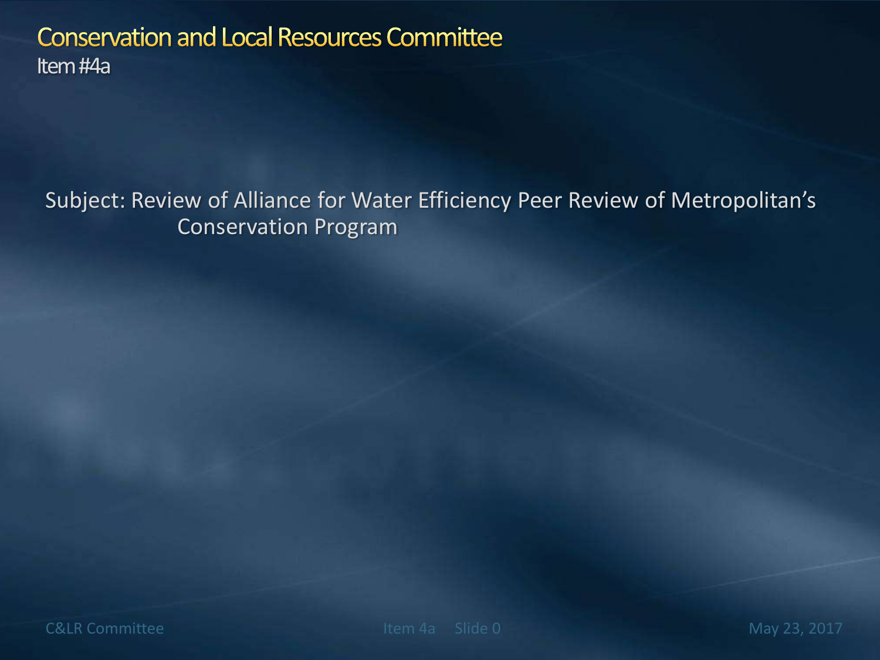# Conservation and Local Resources Committee

Item #4a

Subject: Review of Alliance for Water Efficiency Peer Review of Metropolitan's Conservation Program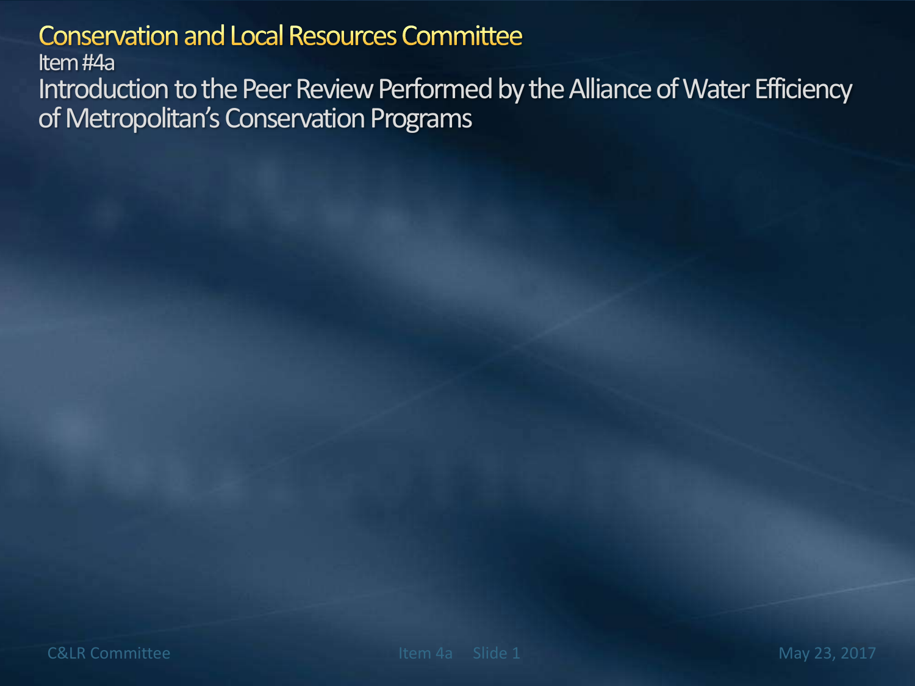# Conservation and Local Resources Committee

Item #4a

## Introduction to the Peer Review Performed by the Alliance of Water Efficiency of Metropolitan's Conservation Programs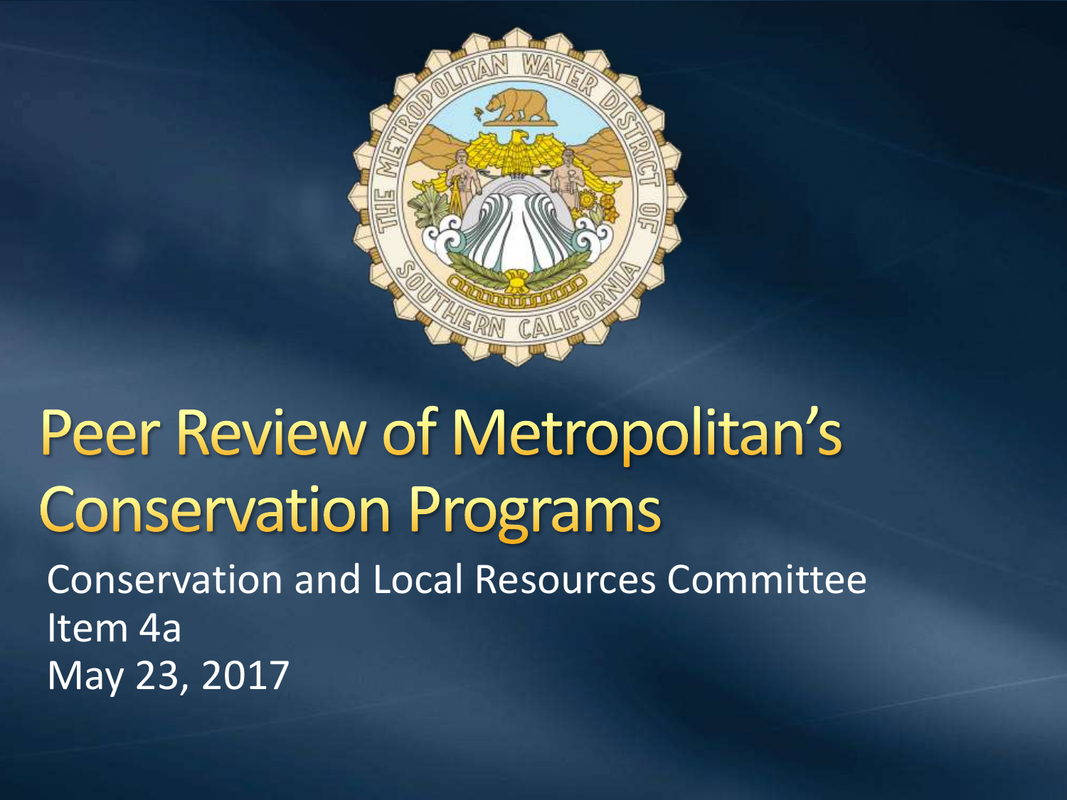# Peer Review of Metropolitan's Conservation Programs

Conservation and Local Resources Committee
Item 4a
May 23, 2017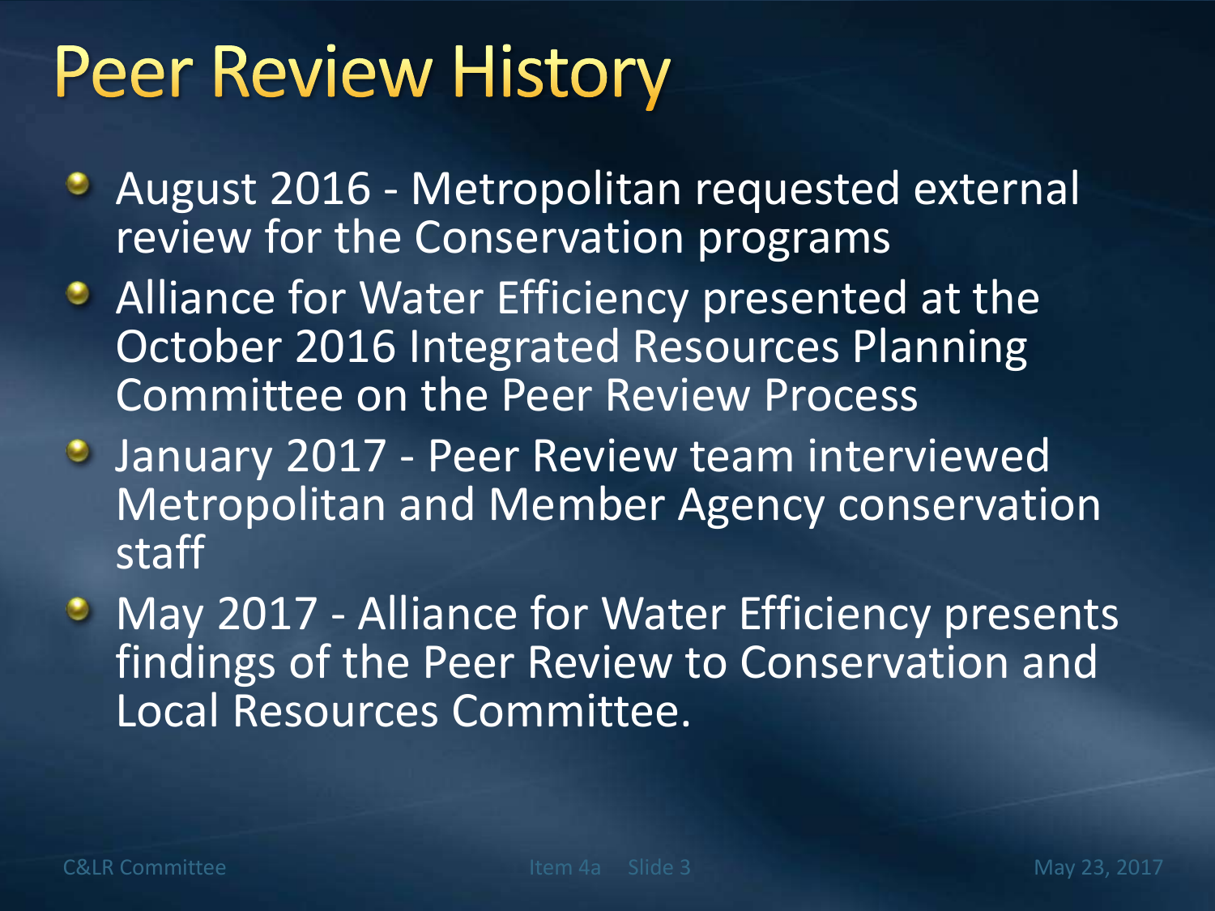# Peer Review History

- August 2016 - Metropolitan requested external review for the Conservation programs
- Alliance for Water Efficiency presented at the October 2016 Integrated Resources Planning Committee on the Peer Review Process
- January 2017 - Peer Review team interviewed Metropolitan and Member Agency conservation staff
- May 2017 - Alliance for Water Efficiency presents findings of the Peer Review to Conservation and Local Resources Committee.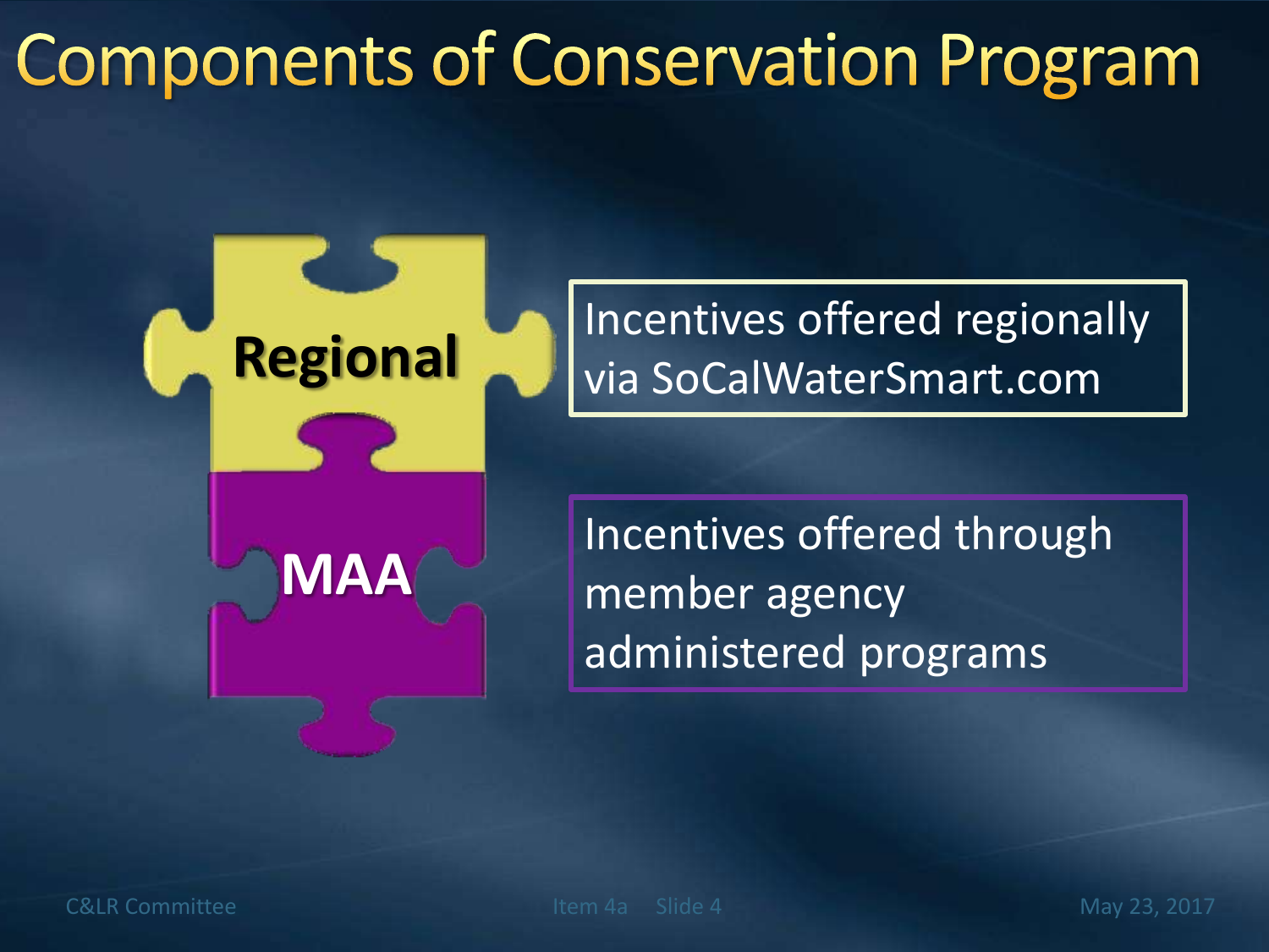# Components of Conservation Program

**Regional**

Incentives offered regionally via SoCalWaterSmart.com

**MAA**

Incentives offered through member agency administered programs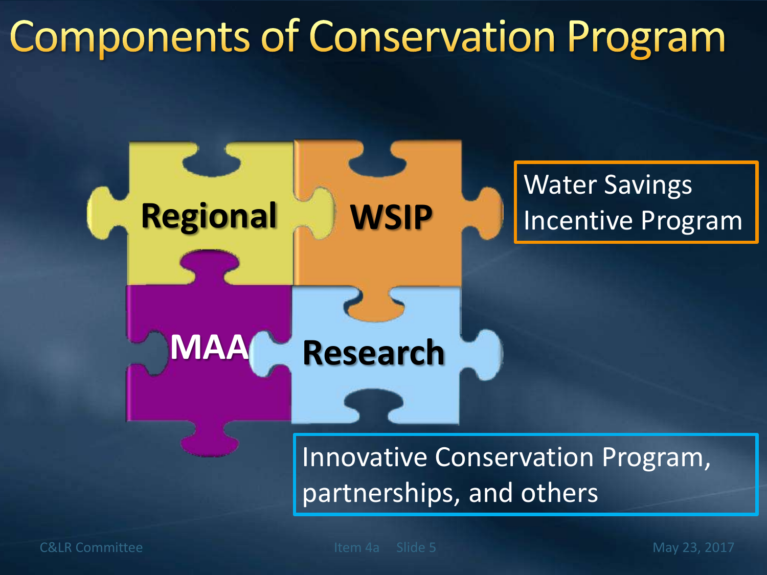# Components of Conservation Program

Regional

WSIP

MAA

Research

Water Savings Incentive Program

Innovative Conservation Program, partnerships, and others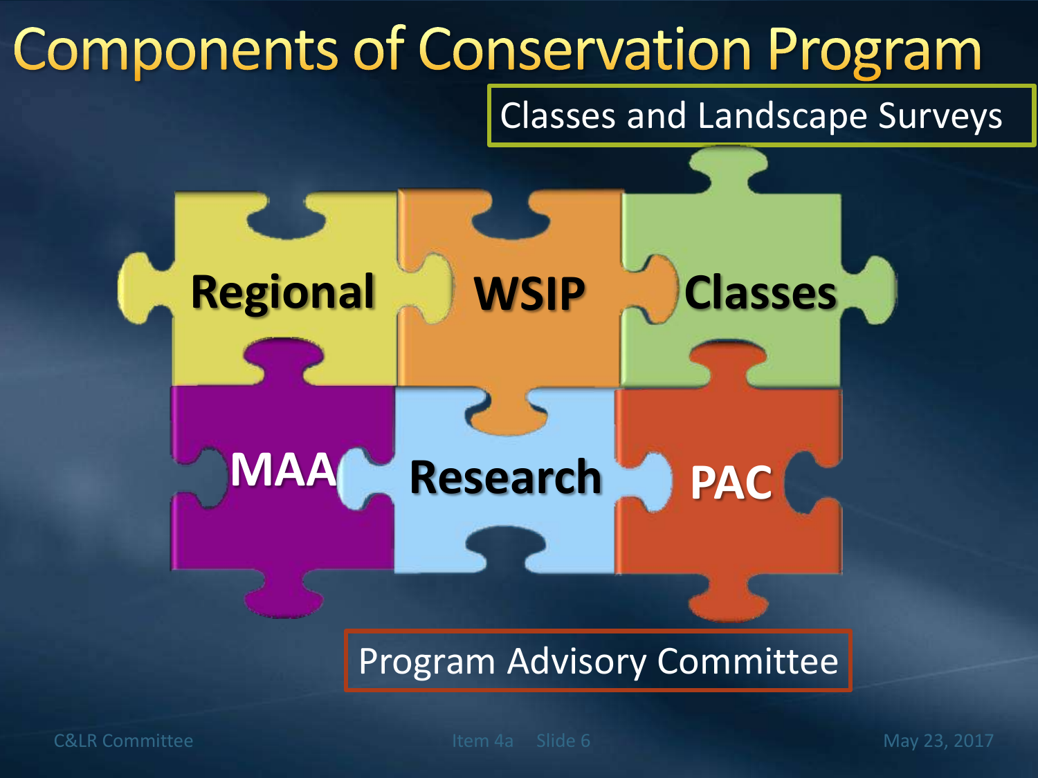# Components of Conservation Program

Classes and Landscape Surveys

Regional

WSIP

Classes

MAA

Research

PAC

Program Advisory Committee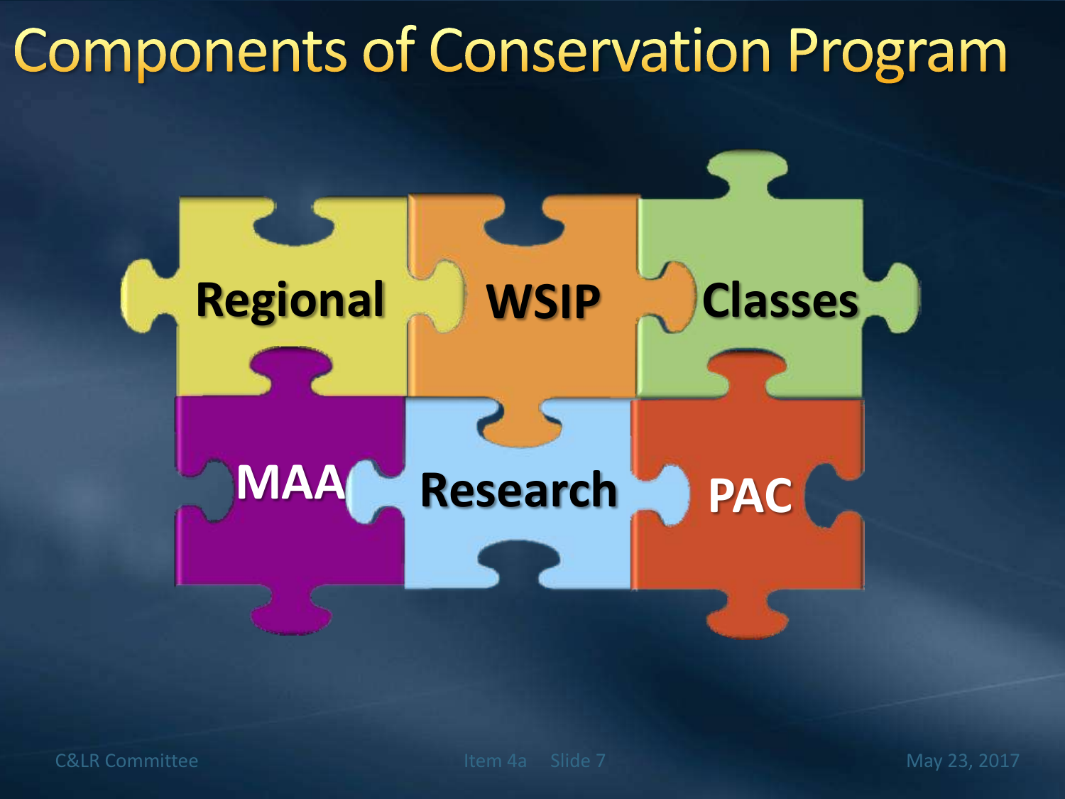# Components of Conservation Program

- Regional
- WSIP
- Classes
- MAA
- Research
- PAC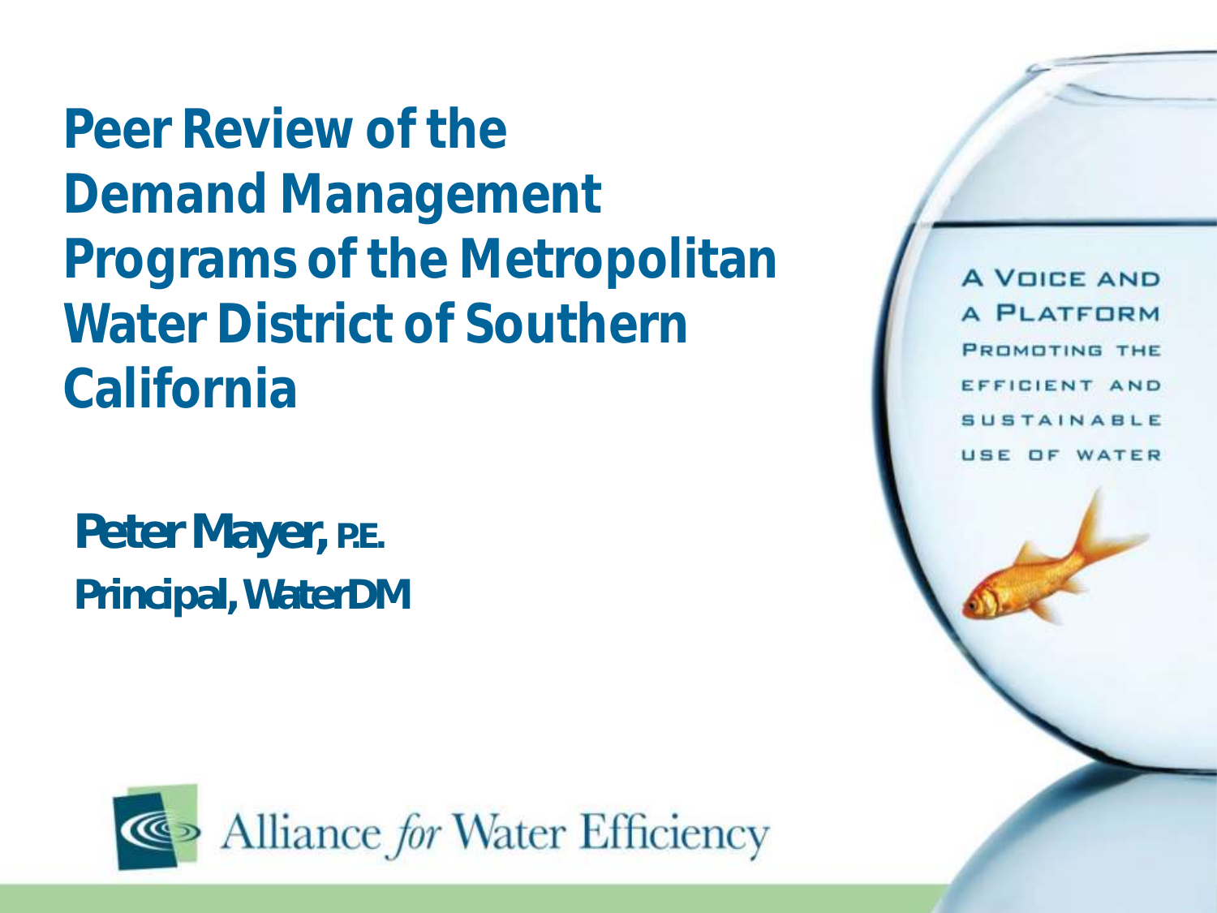# Peer Review of the Demand Management Programs of the Metropolitan Water District of Southern California

**Peter Mayer, P.E.**
**Principal, WaterDM**

A VOICE AND A PLATFORM PROMOTING THE EFFICIENT AND SUSTAINABLE USE OF WATER

Alliance *for* Water Efficiency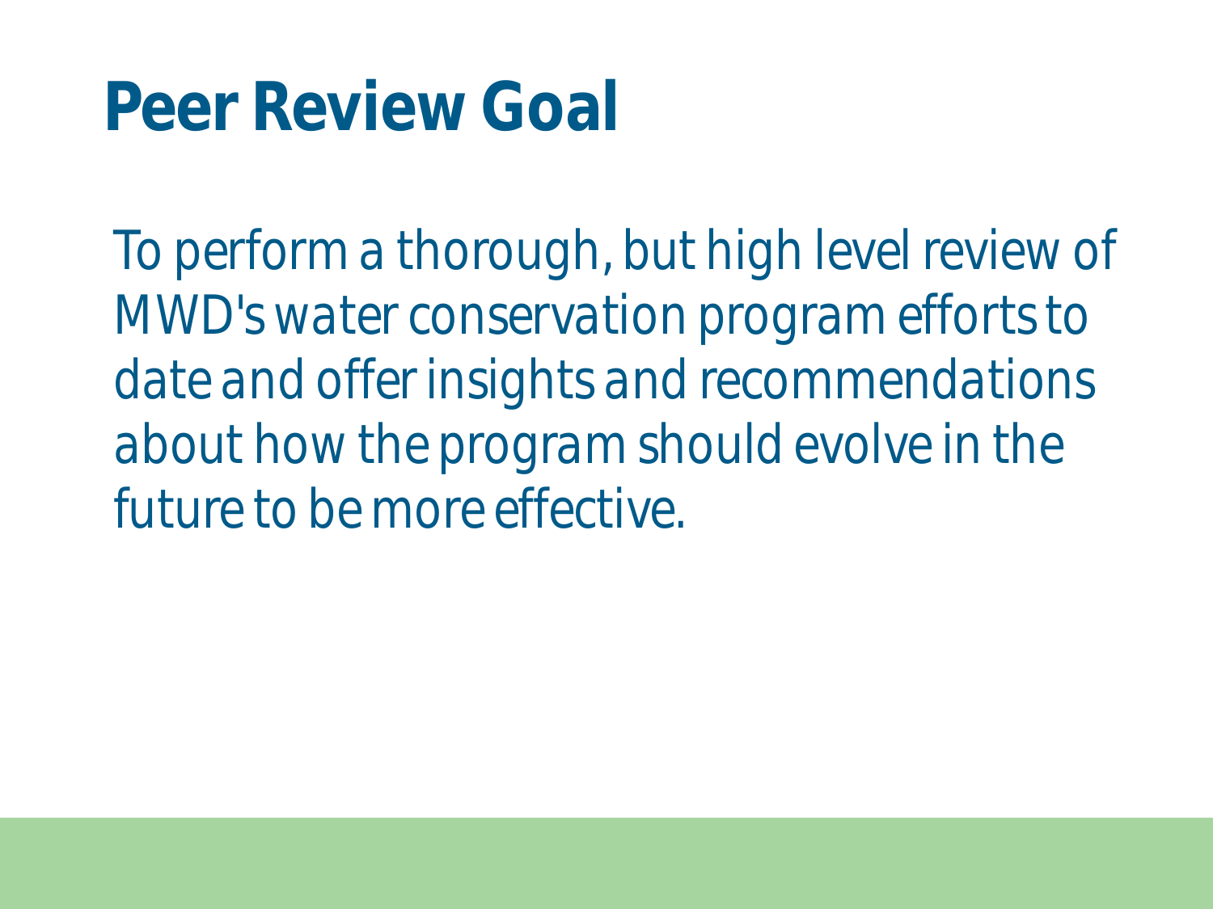# Peer Review Goal

To perform a thorough, but high level review of MWD's water conservation program efforts to date and offer insights and recommendations about how the program should evolve in the future to be more effective.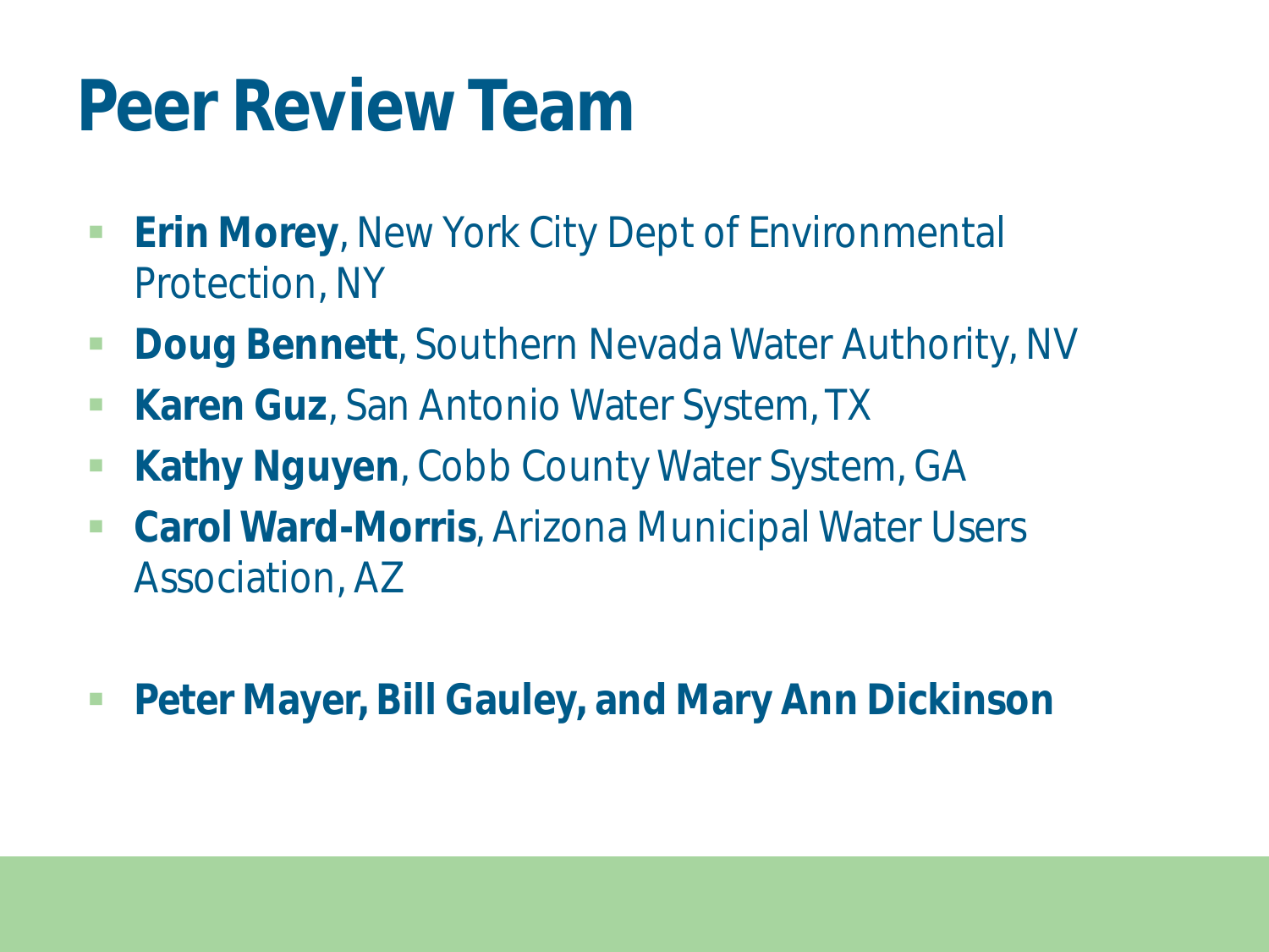# Peer Review Team

- **Erin Morey**, New York City Dept of Environmental Protection, NY
- **Doug Bennett**, Southern Nevada Water Authority, NV
- **Karen Guz**, San Antonio Water System, TX
- **Kathy Nguyen**, Cobb County Water System, GA
- **Carol Ward-Morris**, Arizona Municipal Water Users Association, AZ

- **Peter Mayer, Bill Gauley, and Mary Ann Dickinson**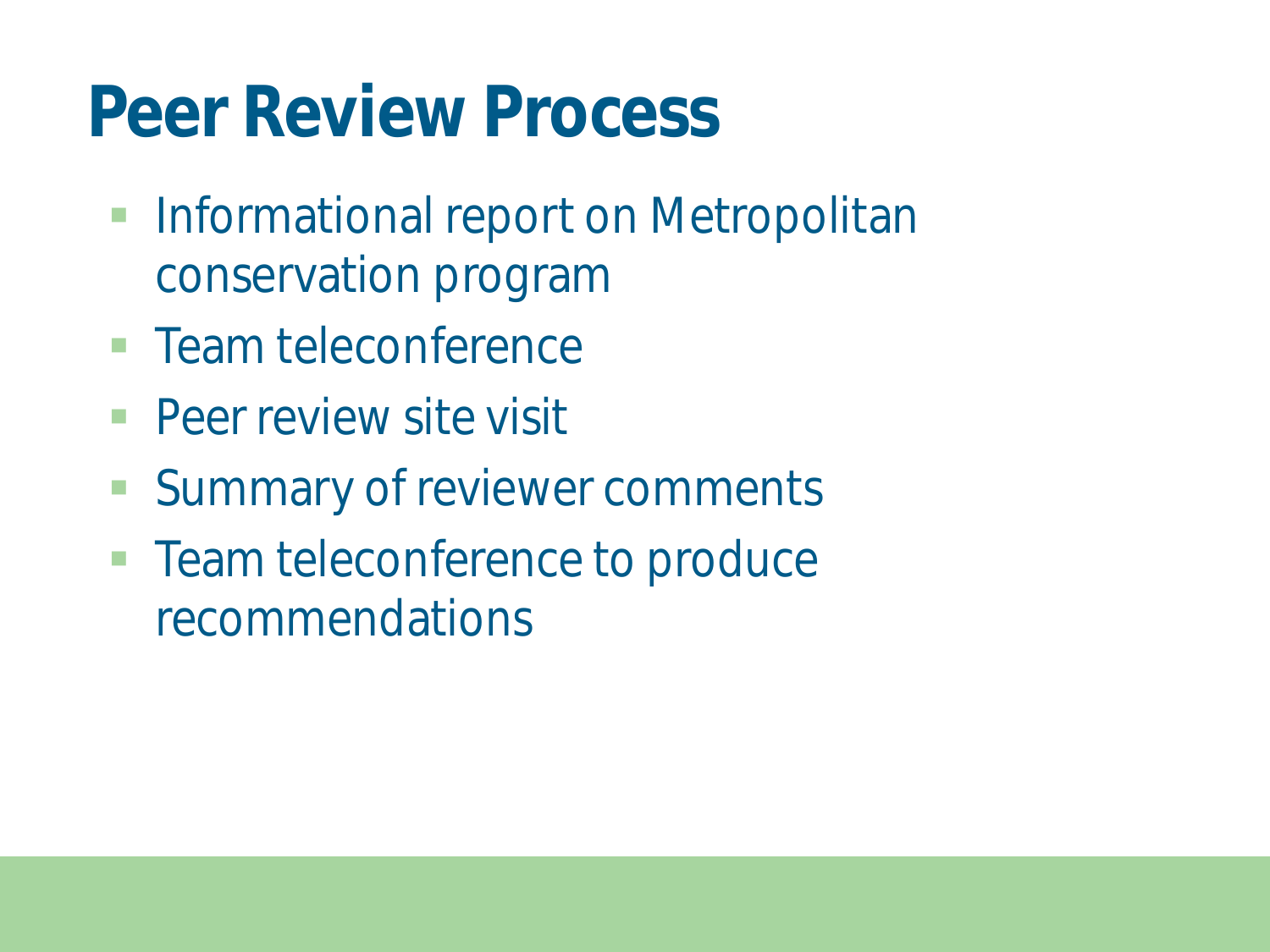# Peer Review Process

- Informational report on Metropolitan conservation program
- Team teleconference
- Peer review site visit
- Summary of reviewer comments
- Team teleconference to produce recommendations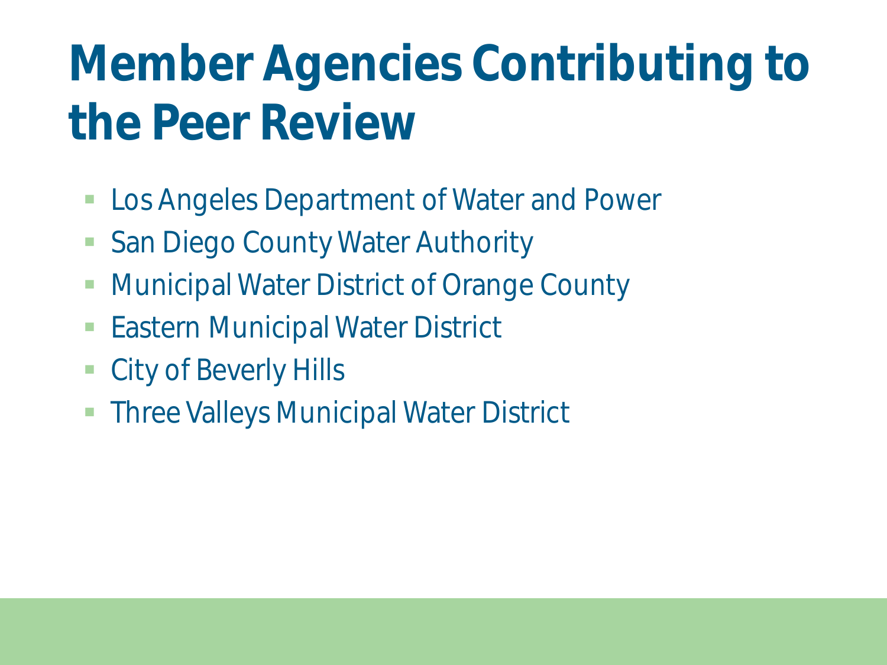# Member Agencies Contributing to the Peer Review

- Los Angeles Department of Water and Power
- San Diego County Water Authority
- Municipal Water District of Orange County
- Eastern Municipal Water District
- City of Beverly Hills
- Three Valleys Municipal Water District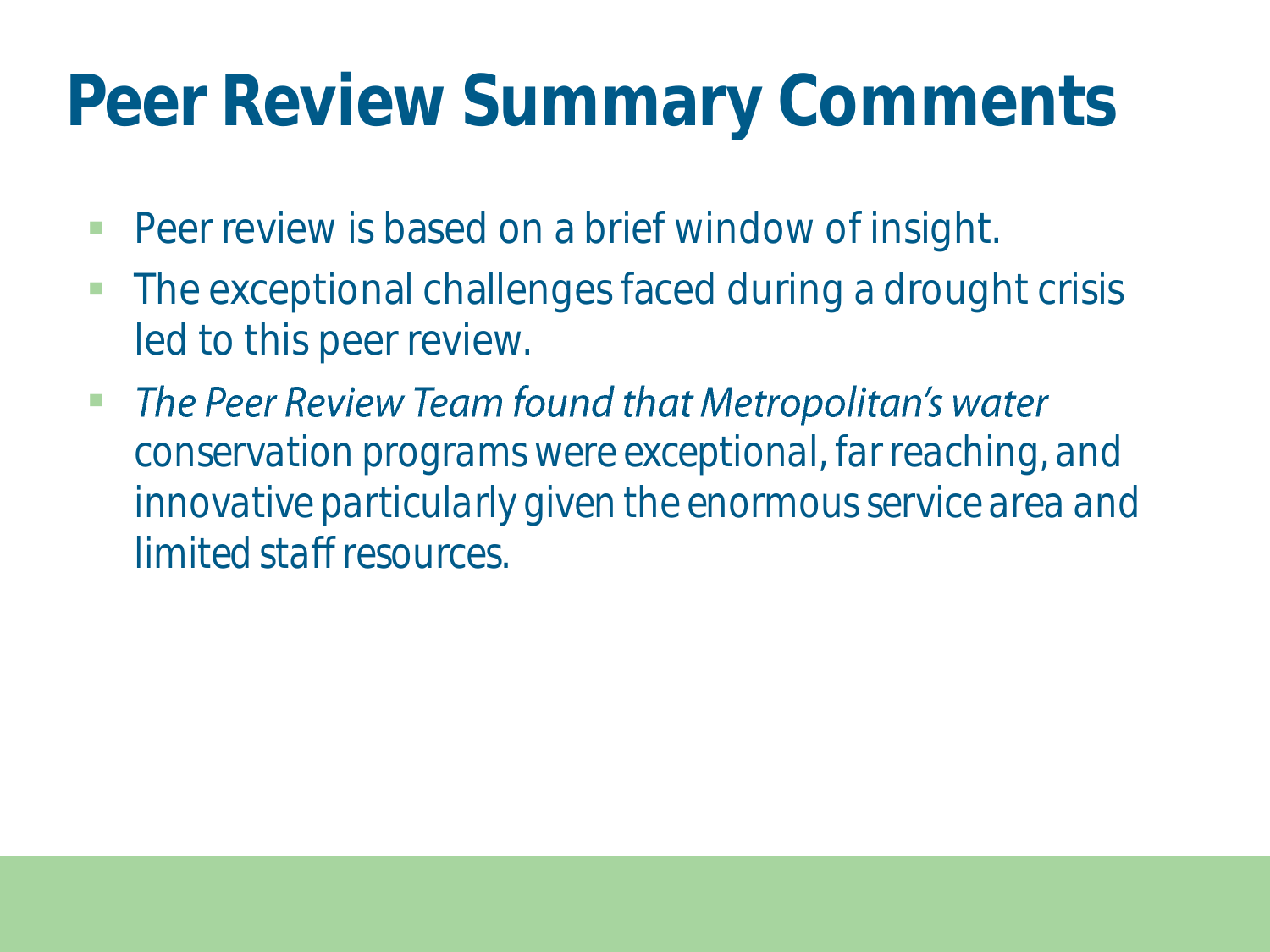# Peer Review Summary Comments

- Peer review is based on a brief window of insight.
- The exceptional challenges faced during a drought crisis led to this peer review.
- *The Peer Review Team found that Metropolitan's water* conservation programs were exceptional, far reaching, and innovative particularly given the enormous service area and limited staff resources.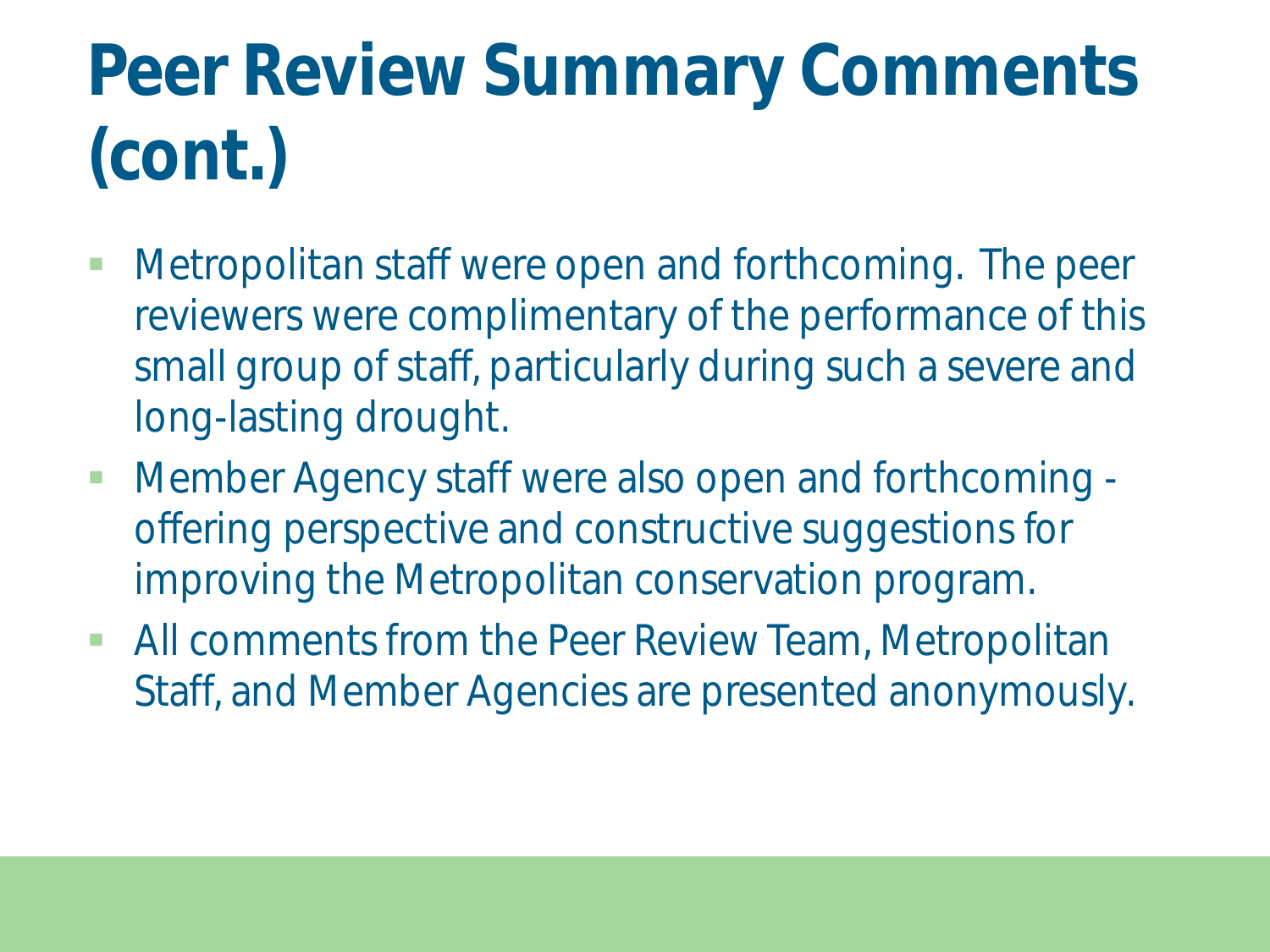# Peer Review Summary Comments (cont.)

- Metropolitan staff were open and forthcoming. The peer reviewers were complimentary of the performance of this small group of staff, particularly during such a severe and long-lasting drought.
- Member Agency staff were also open and forthcoming - offering perspective and constructive suggestions for improving the Metropolitan conservation program.
- All comments from the Peer Review Team, Metropolitan Staff, and Member Agencies are presented anonymously.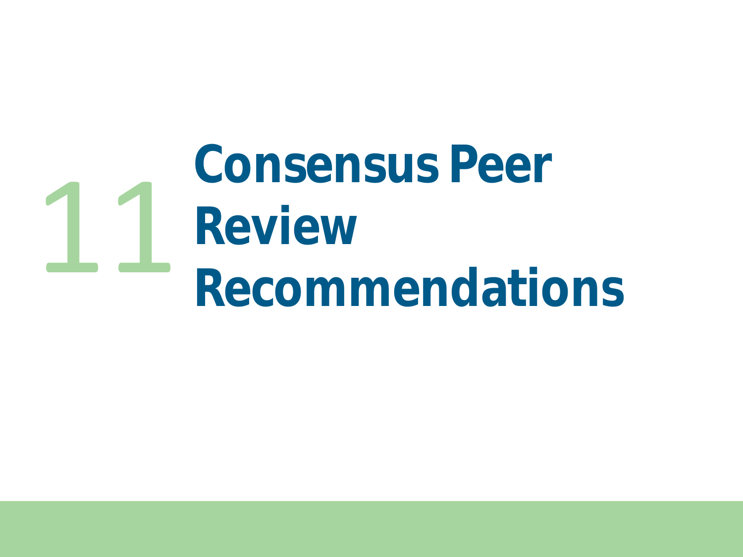# 11 Consensus Peer Review Recommendations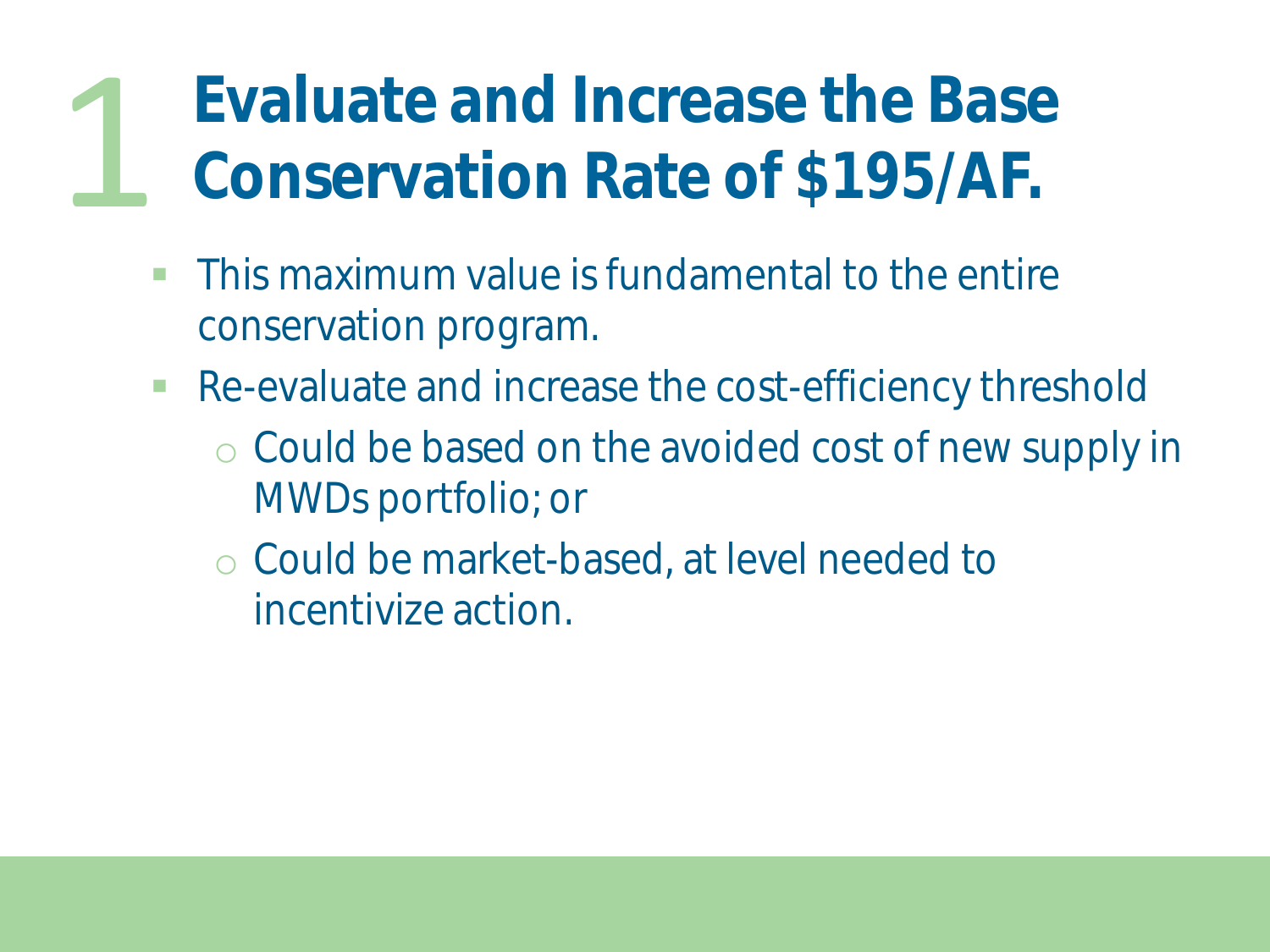# 1 Evaluate and Increase the Base Conservation Rate of $195/AF.

- This maximum value is fundamental to the entire conservation program.
- Re-evaluate and increase the cost-efficiency threshold
  - Could be based on the avoided cost of new supply in MWDs portfolio; or
  - Could be market-based, at level needed to incentivize action.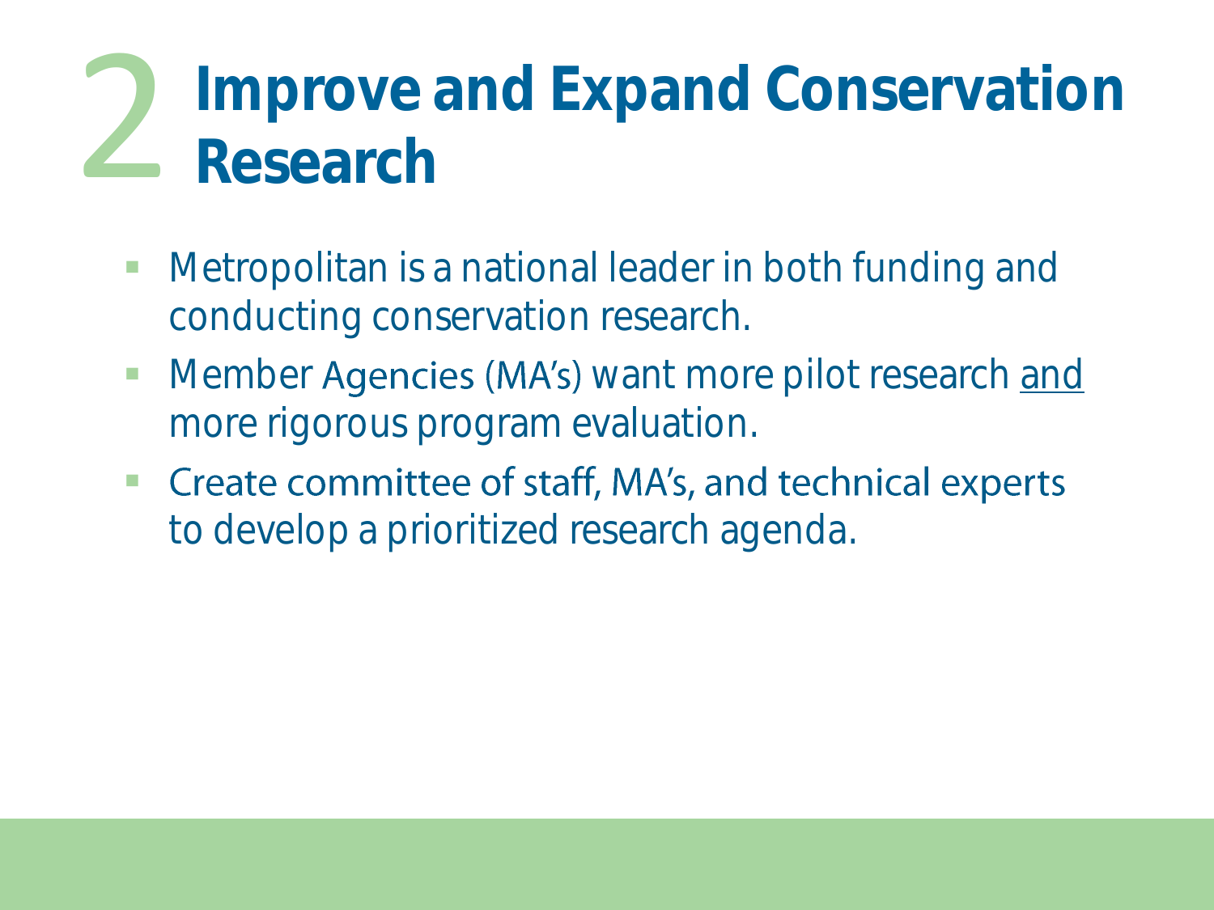# 2 Improve and Expand Conservation Research

- Metropolitan is a national leader in both funding and conducting conservation research.
- Member Agencies (MA's) want more pilot research <u>and</u> more rigorous program evaluation.
- Create committee of staff, MA's, and technical experts to develop a prioritized research agenda.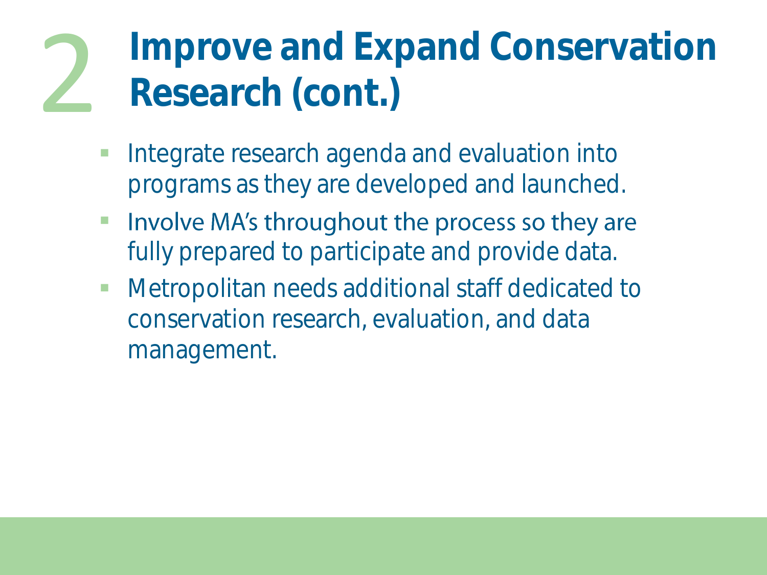# 2 Improve and Expand Conservation Research (cont.)

- Integrate research agenda and evaluation into programs as they are developed and launched.
- Involve MA's throughout the process so they are fully prepared to participate and provide data.
- Metropolitan needs additional staff dedicated to conservation research, evaluation, and data management.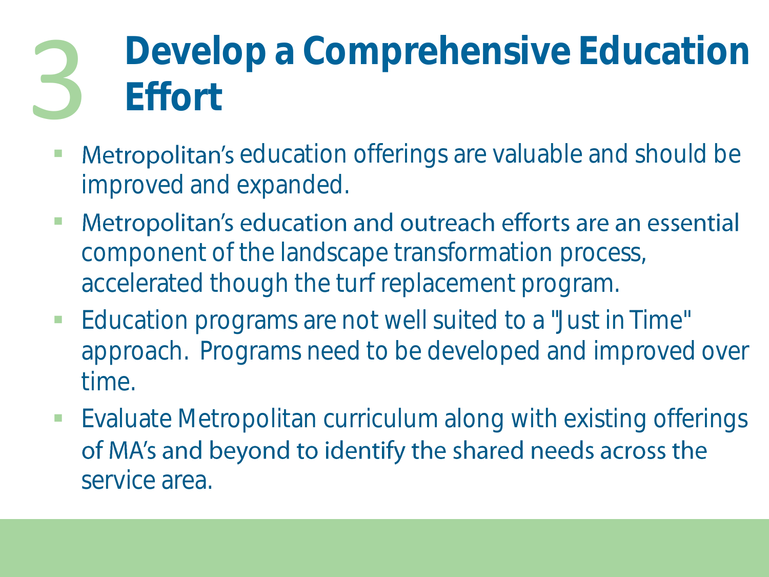# 3 Develop a Comprehensive Education Effort

- Metropolitan's education offerings are valuable and should be improved and expanded.
- Metropolitan's education and outreach efforts are an essential component of the landscape transformation process, accelerated though the turf replacement program.
- Education programs are not well suited to a "Just in Time" approach. Programs need to be developed and improved over time.
- Evaluate Metropolitan curriculum along with existing offerings of MA's and beyond to identify the shared needs across the service area.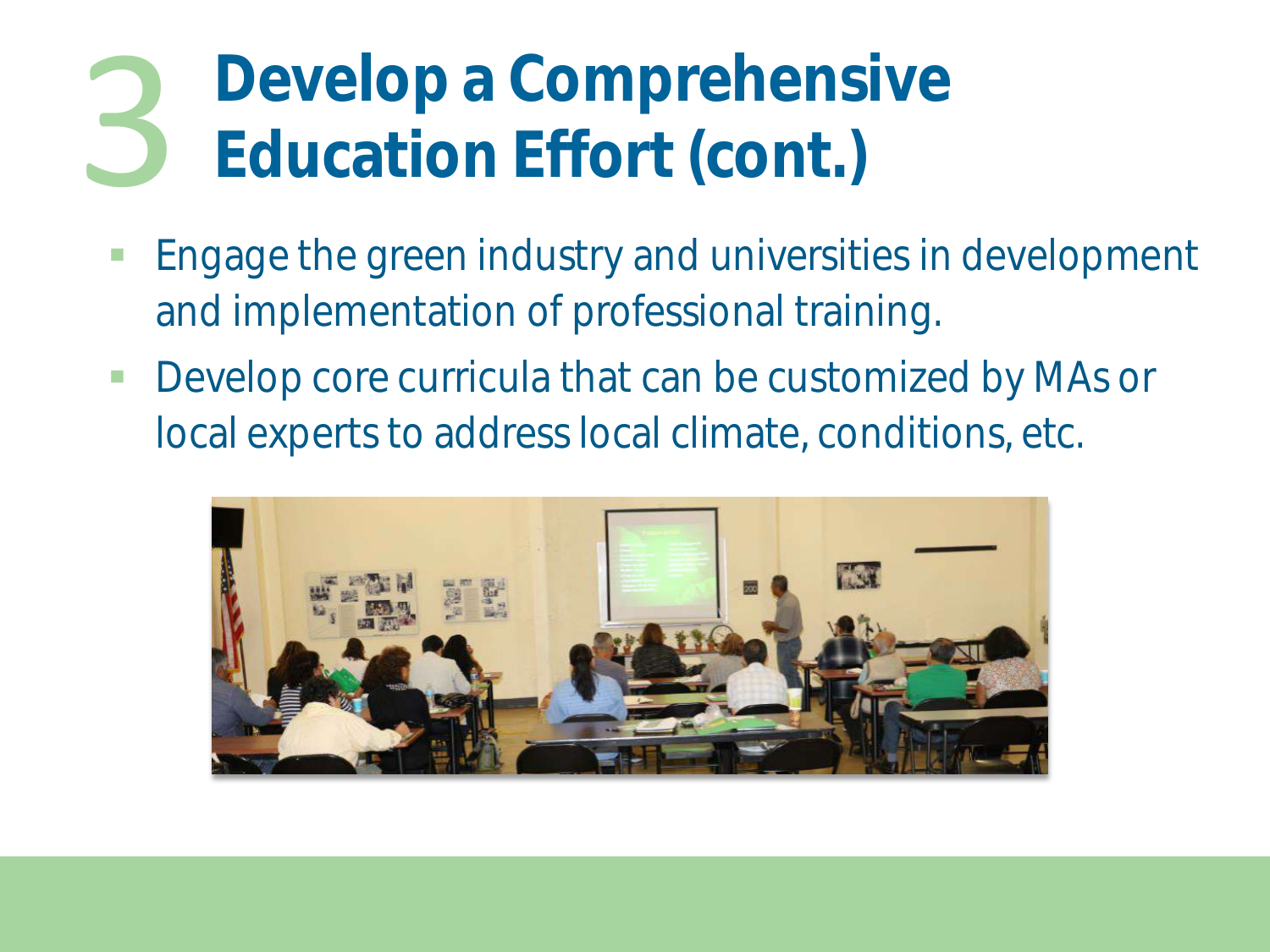# 3 Develop a Comprehensive Education Effort (cont.)

- Engage the green industry and universities in development and implementation of professional training.
- Develop core curricula that can be customized by MAs or local experts to address local climate, conditions, etc.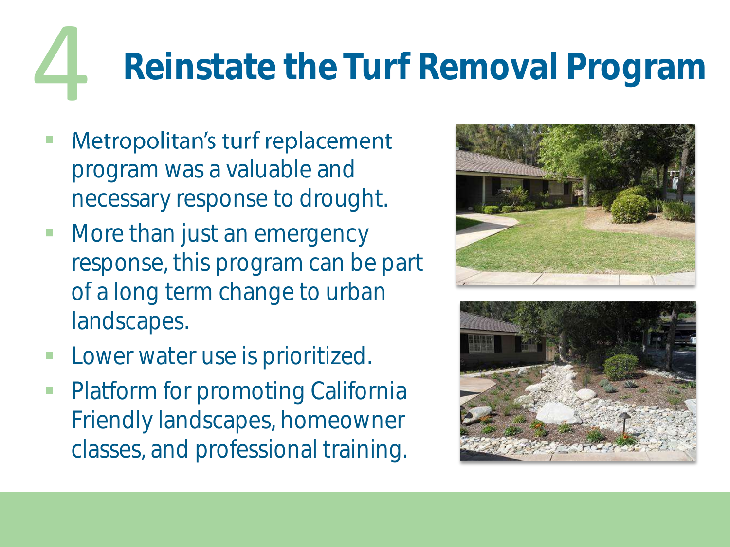# 4 Reinstate the Turf Removal Program

- Metropolitan's turf replacement program was a valuable and necessary response to drought.
- More than just an emergency response, this program can be part of a long term change to urban landscapes.
- Lower water use is prioritized.
- Platform for promoting California Friendly landscapes, homeowner classes, and professional training.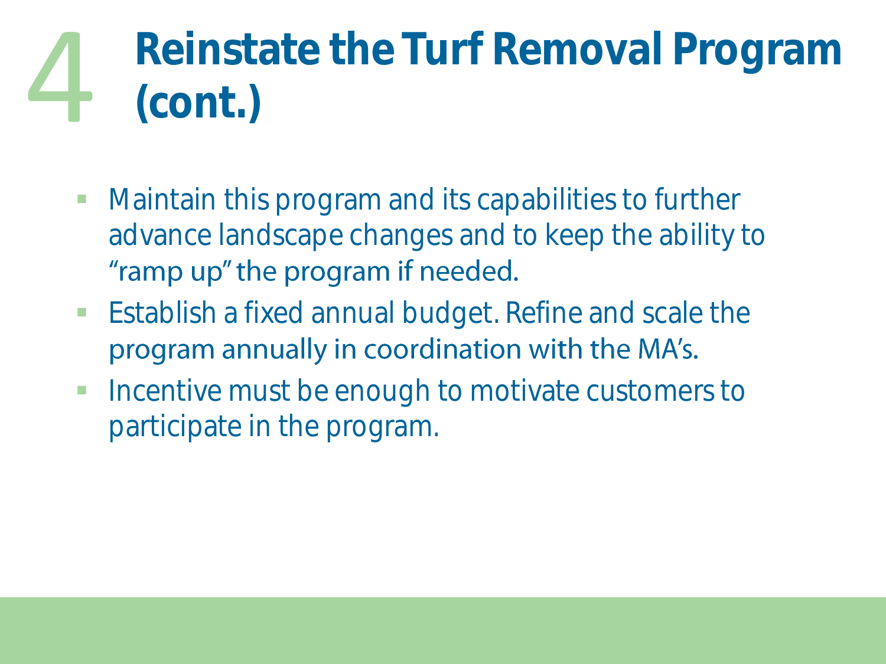# 4 Reinstate the Turf Removal Program (cont.)

- Maintain this program and its capabilities to further advance landscape changes and to keep the ability to "ramp up" the program if needed.
- Establish a fixed annual budget. Refine and scale the program annually in coordination with the MA's.
- Incentive must be enough to motivate customers to participate in the program.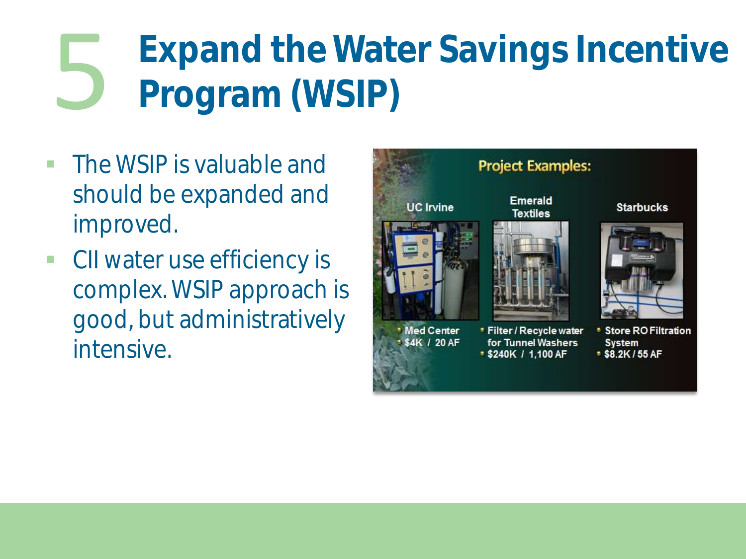# 5 Expand the Water Savings Incentive Program (WSIP)

- The WSIP is valuable and should be expanded and improved.
- CII water use efficiency is complex. WSIP approach is good, but administratively intensive.

**Project Examples:**

| UC Irvine | Emerald Textiles | Starbucks |
| --- | --- | --- |
| Med Center | Filter / Recycle water for Tunnel Washers | Store RO Filtration System |
| $4K / 20 AF | $240K / 1,100 AF | $8.2K / 55 AF |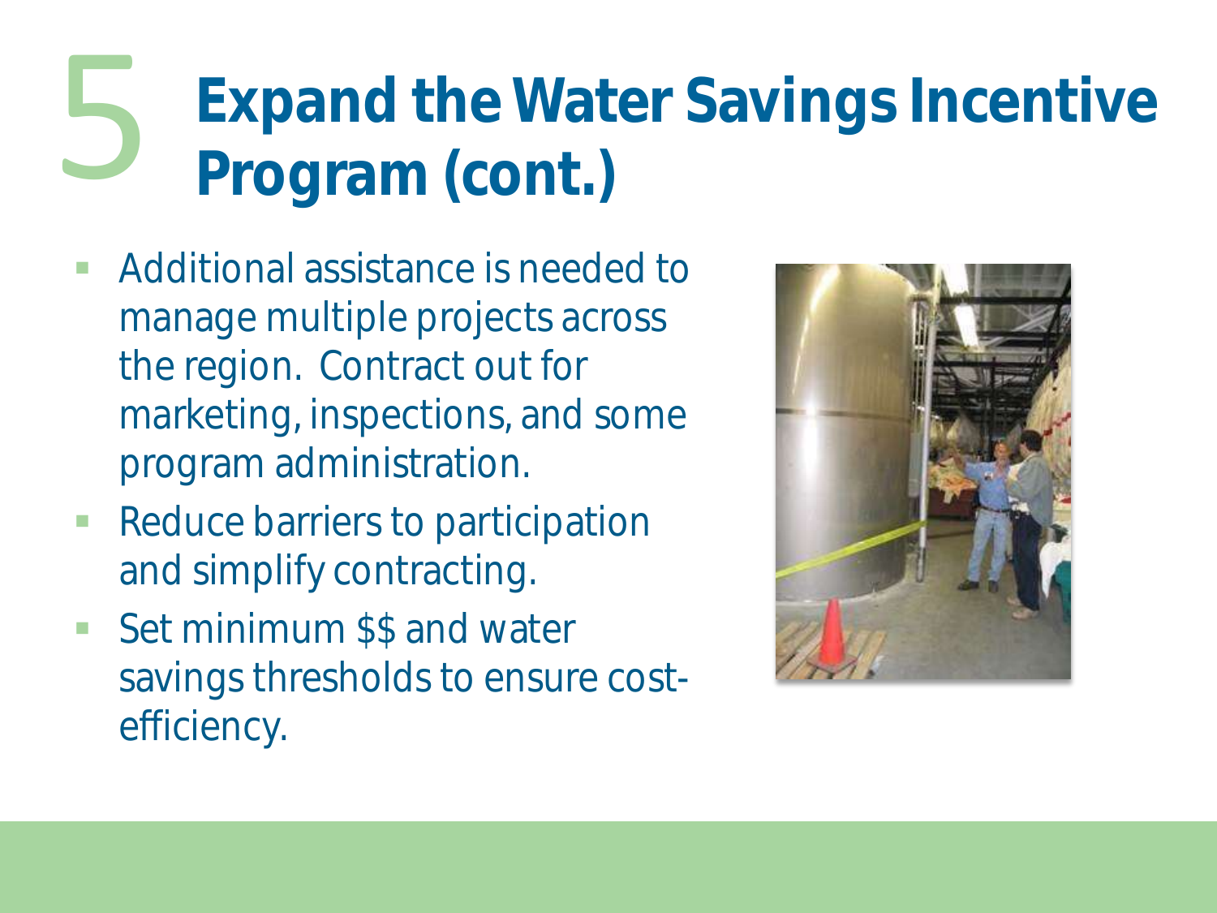# 5 Expand the Water Savings Incentive Program (cont.)

- Additional assistance is needed to manage multiple projects across the region. Contract out for marketing, inspections, and some program administration.
- Reduce barriers to participation and simplify contracting.
- Set minimum $$ and water savings thresholds to ensure cost-efficiency.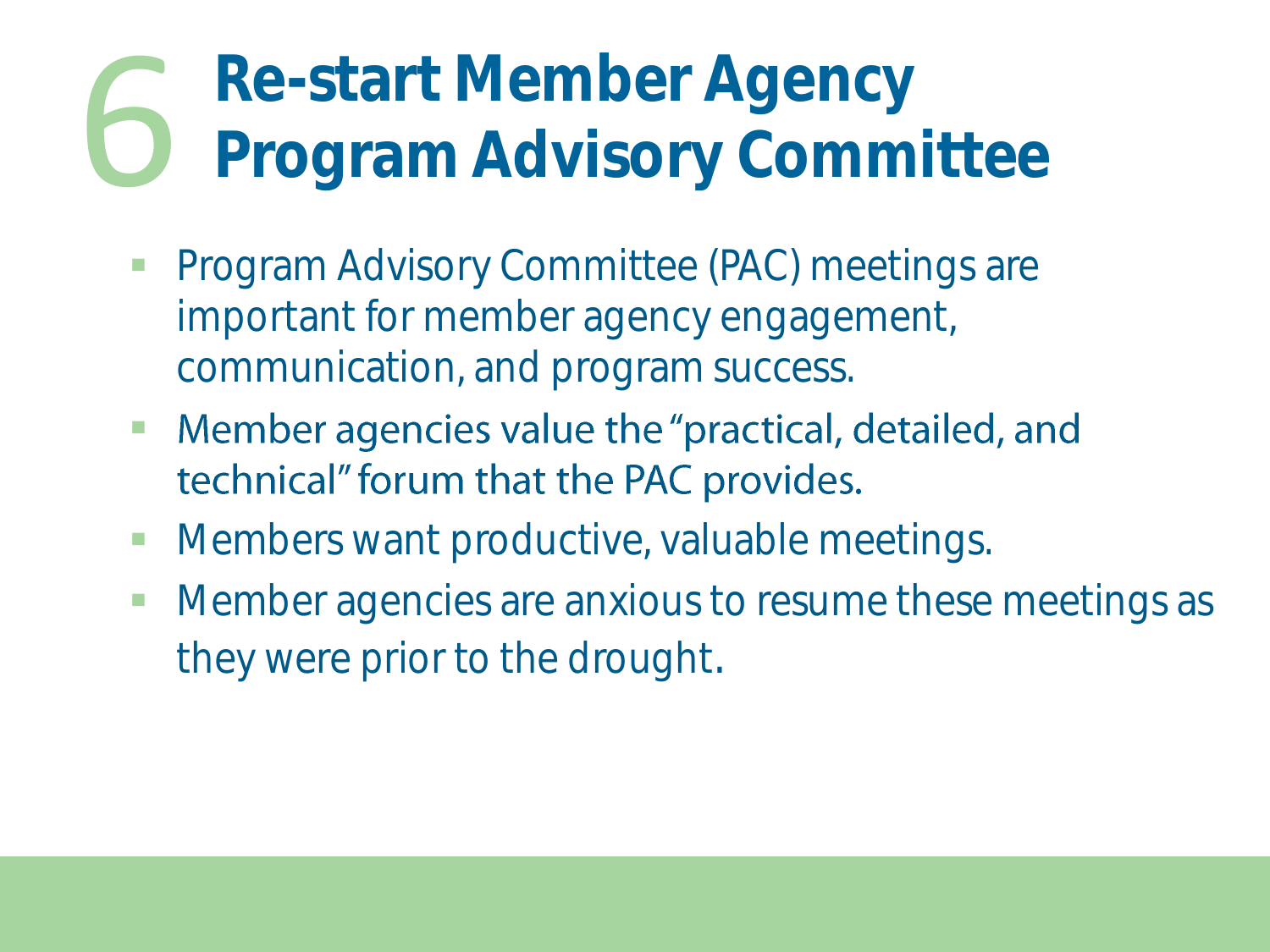# 6 Re-start Member Agency Program Advisory Committee

- Program Advisory Committee (PAC) meetings are important for member agency engagement, communication, and program success.
- Member agencies value the "practical, detailed, and technical" forum that the PAC provides.
- Members want productive, valuable meetings.
- Member agencies are anxious to resume these meetings as they were prior to the drought.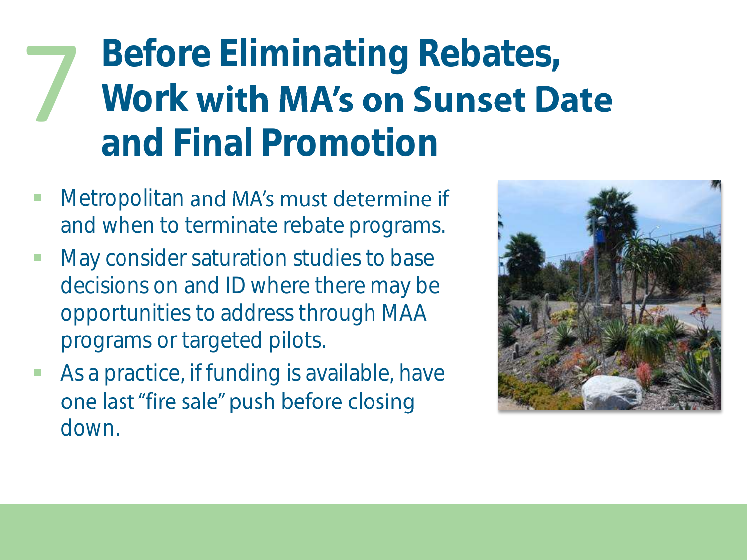# 7 Before Eliminating Rebates, Work with MA's on Sunset Date and Final Promotion

- Metropolitan and MA's must determine if and when to terminate rebate programs.
- May consider saturation studies to base decisions on and ID where there may be opportunities to address through MAA programs or targeted pilots.
- As a practice, if funding is available, have one last "fire sale" push before closing down.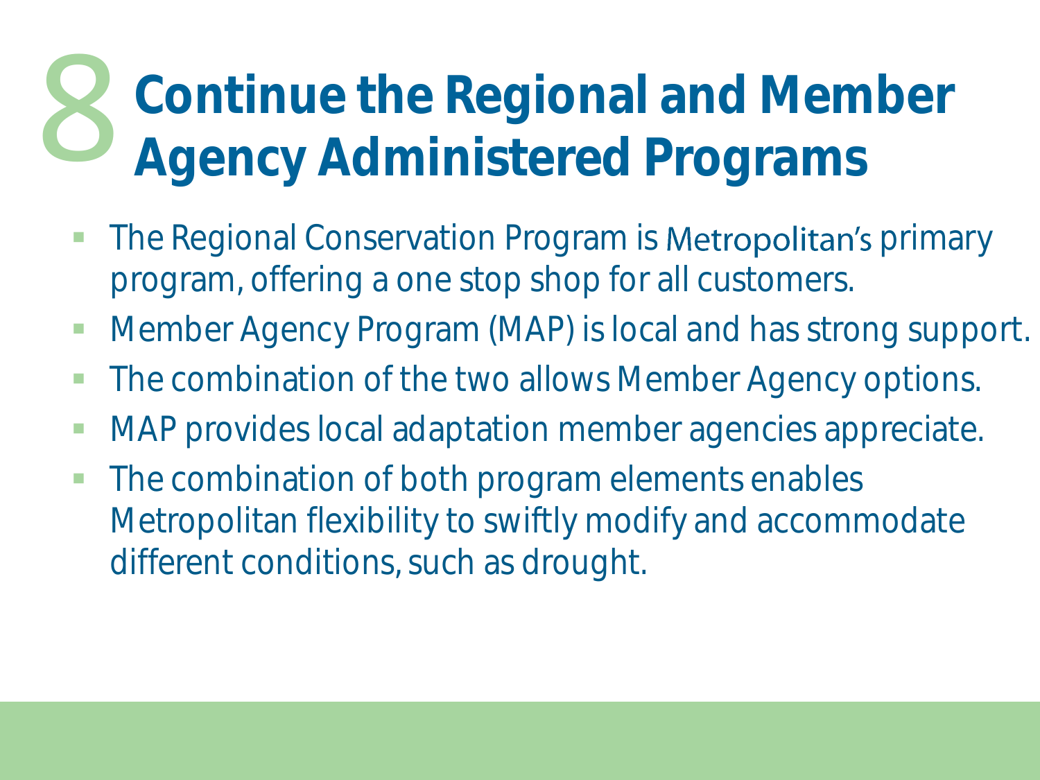# 8 Continue the Regional and Member Agency Administered Programs

- The Regional Conservation Program is Metropolitan's primary program, offering a one stop shop for all customers.
- Member Agency Program (MAP) is local and has strong support.
- The combination of the two allows Member Agency options.
- MAP provides local adaptation member agencies appreciate.
- The combination of both program elements enables Metropolitan flexibility to swiftly modify and accommodate different conditions, such as drought.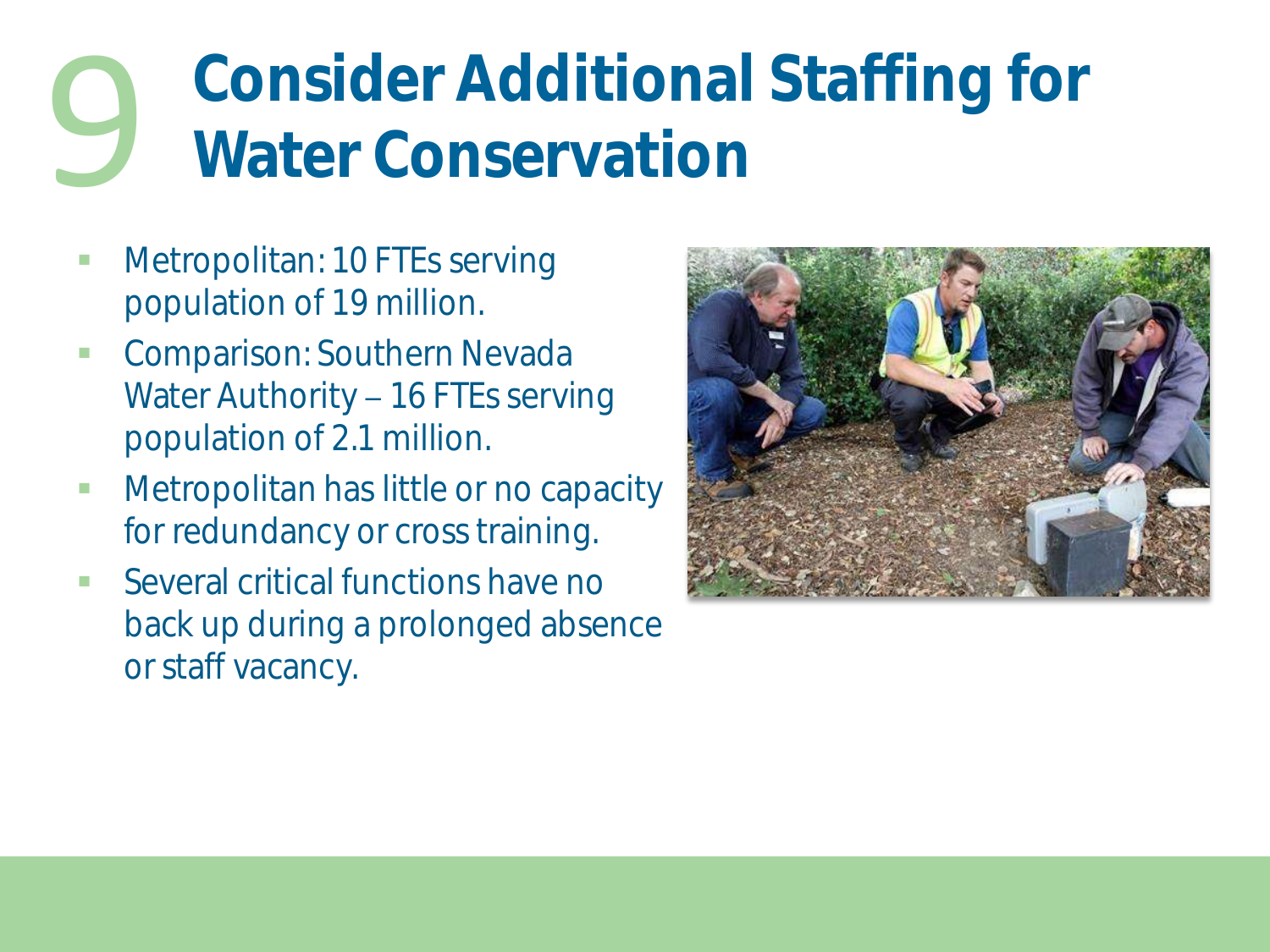# 9 Consider Additional Staffing for Water Conservation

- Metropolitan: 10 FTEs serving population of 19 million.
- Comparison: Southern Nevada Water Authority – 16 FTEs serving population of 2.1 million.
- Metropolitan has little or no capacity for redundancy or cross training.
- Several critical functions have no back up during a prolonged absence or staff vacancy.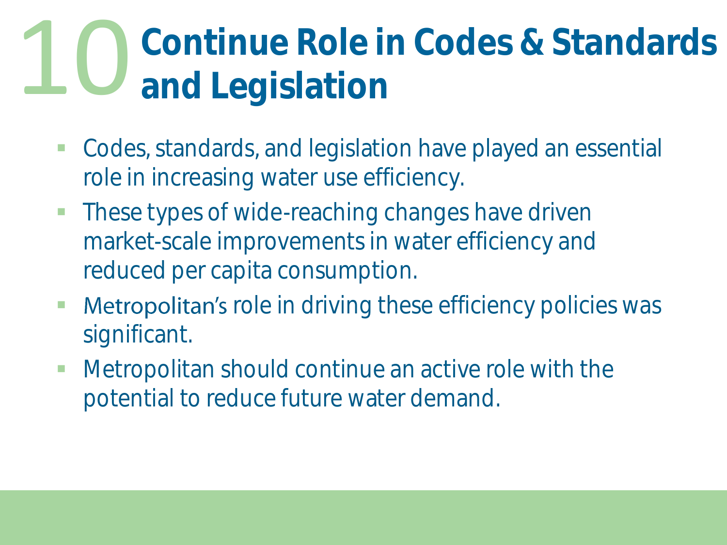# 10 Continue Role in Codes & Standards and Legislation

- Codes, standards, and legislation have played an essential role in increasing water use efficiency.
- These types of wide-reaching changes have driven market-scale improvements in water efficiency and reduced per capita consumption.
- Metropolitan's role in driving these efficiency policies was significant.
- Metropolitan should continue an active role with the potential to reduce future water demand.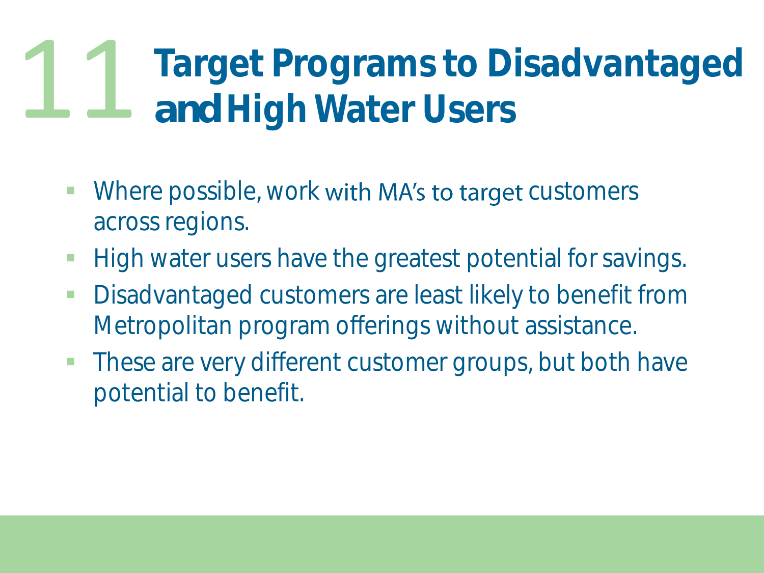# 11 Target Programs to Disadvantaged and High Water Users

- Where possible, work with MA's to target customers across regions.
- High water users have the greatest potential for savings.
- Disadvantaged customers are least likely to benefit from Metropolitan program offerings without assistance.
- These are very different customer groups, but both have potential to benefit.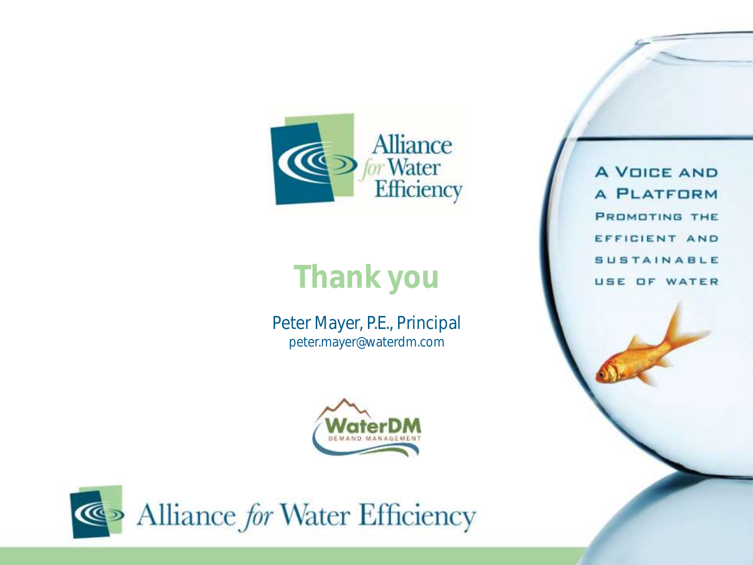Alliance for Water Efficiency

# Thank you

Peter Mayer, P.E., Principal
peter.mayer@waterdm.com

WaterDM
DEMAND MANAGEMENT

A VOICE AND
A PLATFORM
PROMOTING THE
EFFICIENT AND
SUSTAINABLE
USE OF WATER

Alliance for Water Efficiency